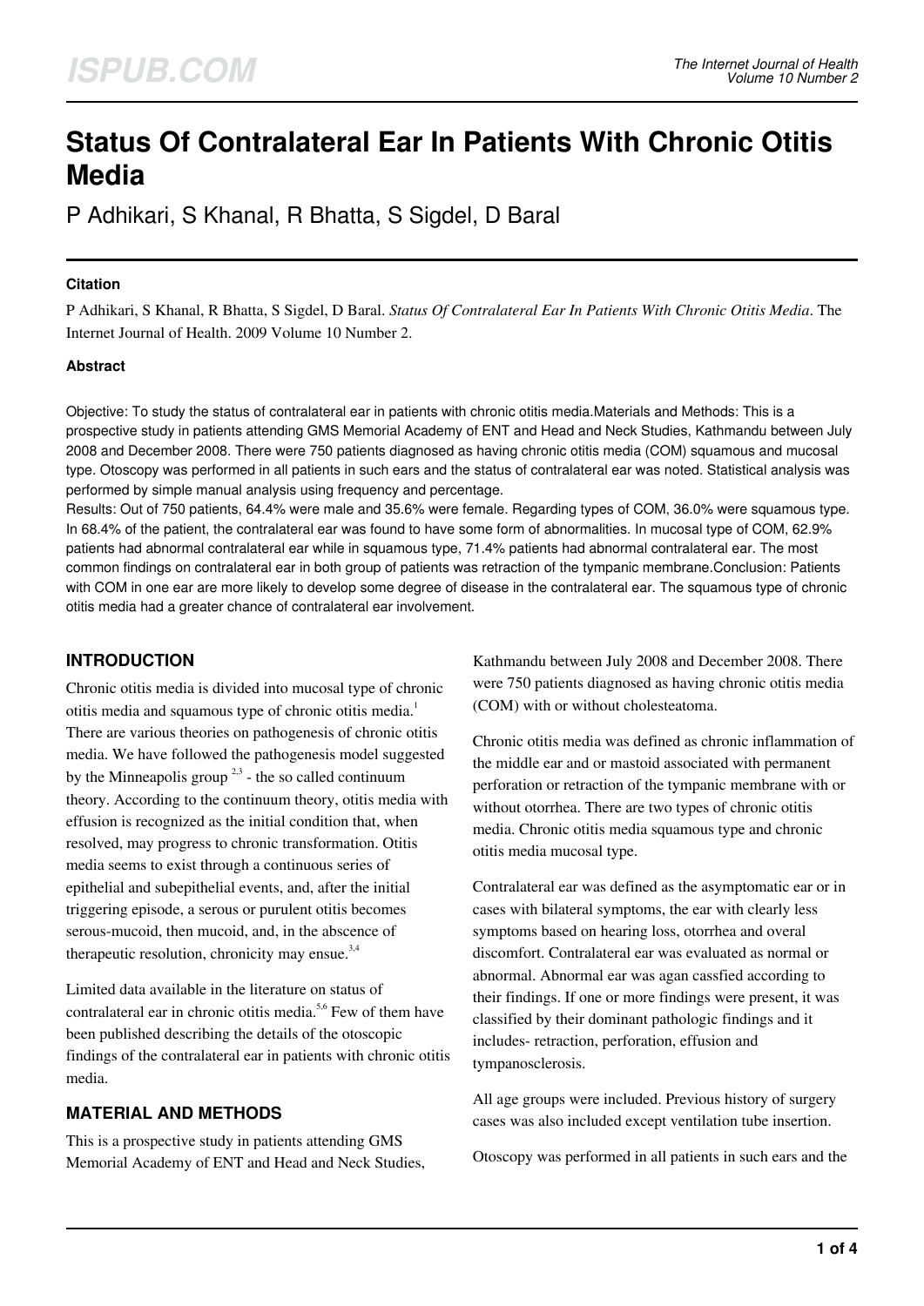# Status Of Contralateral Ear In Patients With Chronic Otitis Media

P Adhikari, S Khanal, R Bhatta, S Sigdel, D Baral

### Citation

P Adhikari, S Khanal, R Bhatta, S Sigdel, D Baral. *Status Of Contralateral Ear In Patients With Chronic Otitis Media*. The Internet Journal of Health. 2009 Volume 10 Number 2.

### Abstract

Objective: To study the status of contralateral ear in patients with chronic otitis media.Materials and Methods: This is a prospective study in patients attending GMS Memorial Academy of ENT and Head and Neck Studies, Kathmandu between July 2008 and December 2008. There were 750 patients diagnosed as having chronic otitis media (COM) squamous and mucosal type. Otoscopy was performed in all patients in such ears and the status of contralateral ear was noted. Statistical analysis was performed by simple manual analysis using frequency and percentage.

Results: Out of 750 patients, 64.4% were male and 35.6% were female. Regarding types of COM, 36.0% were squamous type. In 68.4% of the patient, the contralateral ear was found to have some form of abnormalities. In mucosal type of COM, 62.9% patients had abnormal contralateral ear while in squamous type, 71.4% patients had abnormal contralateral ear. The most common findings on contralateral ear in both group of patients was retraction of the tympanic membrane.Conclusion: Patients with COM in one ear are more likely to develop some degree of disease in the contralateral ear. The squamous type of chronic otitis media had a greater chance of contralateral ear involvement.

## INTRODUCTION

Chronic otitis media is divided into mucosal type of chronic otitis media and squamous type of chronic otitis media.[1] There are various theories on pathogenesis of chronic otitis media. We have followed the pathogenesis model suggested by the Minneapolis group [2,3] - the so called continuum theory. According to the continuum theory, otitis media with effusion is recognized as the initial condition that, when resolved, may progress to chronic transformation. Otitis media seems to exist through a continuous series of epithelial and subepithelial events, and, after the initial triggering episode, a serous or purulent otitis becomes serous-mucoid, then mucoid, and, in the abscence of therapeutic resolution, chronicity may ensue.[3,4]

Limited data available in the literature on status of contralateral ear in chronic otitis media.[5,6] Few of them have been published describing the details of the otoscopic findings of the contralateral ear in patients with chronic otitis media.

## MATERIAL AND METHODS

This is a prospective study in patients attending GMS Memorial Academy of ENT and Head and Neck Studies, Kathmandu between July 2008 and December 2008. There were 750 patients diagnosed as having chronic otitis media (COM) with or without cholesteatoma.

Chronic otitis media was defined as chronic inflammation of the middle ear and or mastoid associated with permanent perforation or retraction of the tympanic membrane with or without otorrhea. There are two types of chronic otitis media. Chronic otitis media squamous type and chronic otitis media mucosal type.

Contralateral ear was defined as the asymptomatic ear or in cases with bilateral symptoms, the ear with clearly less symptoms based on hearing loss, otorrhea and overal discomfort. Contralateral ear was evaluated as normal or abnormal. Abnormal ear was agan cassfied according to their findings. If one or more findings were present, it was classified by their dominant pathologic findings and it includes- retraction, perforation, effusion and tympanosclerosis.

All age groups were included. Previous history of surgery cases was also included except ventilation tube insertion.

Otoscopy was performed in all patients in such ears and the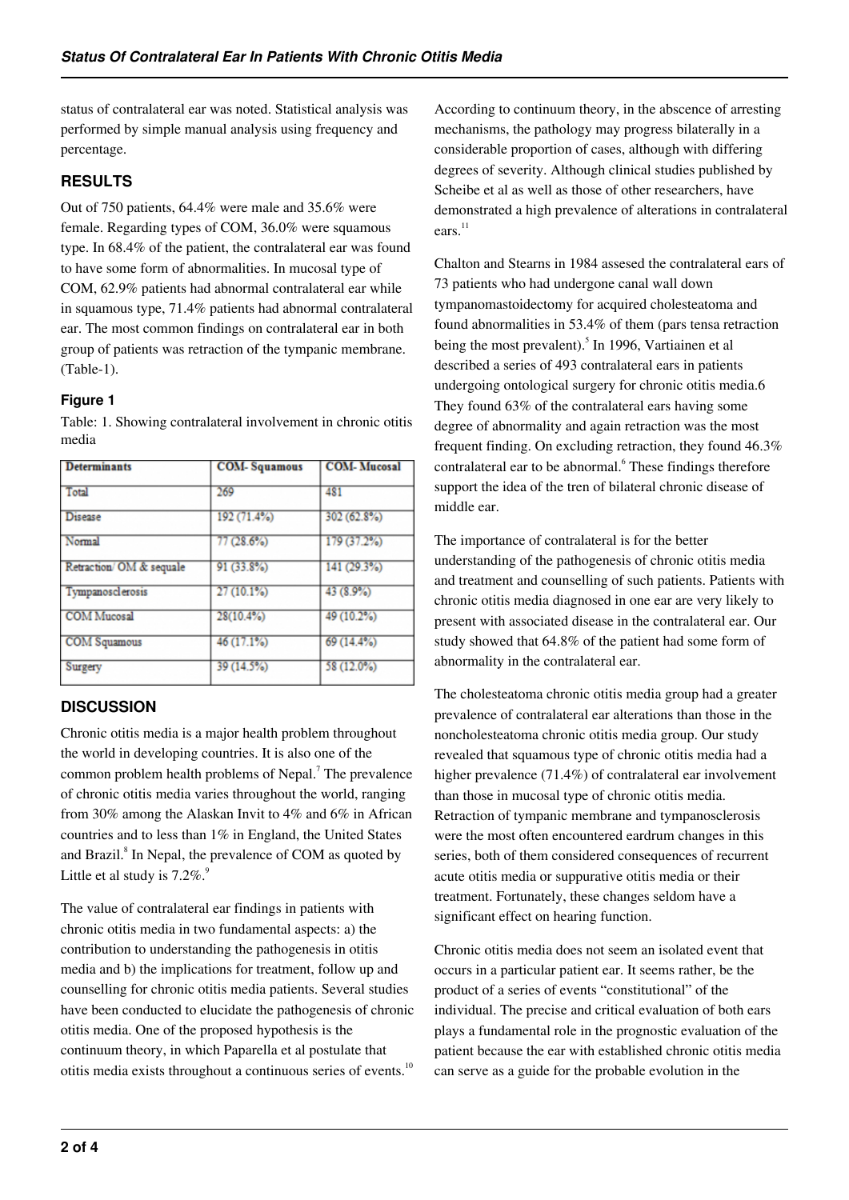status of contralateral ear was noted. Statistical analysis was performed by simple manual analysis using frequency and percentage.

## RESULTS

Out of 750 patients, 64.4% were male and 35.6% were female. Regarding types of COM, 36.0% were squamous type. In 68.4% of the patient, the contralateral ear was found to have some form of abnormalities. In mucosal type of COM, 62.9% patients had abnormal contralateral ear while in squamous type, 71.4% patients had abnormal contralateral ear. The most common findings on contralateral ear in both group of patients was retraction of the tympanic membrane. (Table-1).

### Figure 1

Table: 1. Showing contralateral involvement in chronic otitis media

| Determinants | COM- Squamous | COM- Mucosal |
|---|---|---|
| Total | 269 | 481 |
| Disease | 192 (71.4%) | 302 (62.8%) |
| Normal | 77 (28.6%) | 179 (37.2%) |
| Retraction/ OM & sequale | 91 (33.8%) | 141 (29.3%) |
| Tympanosclerosis | 27 (10.1%) | 43 (8.9%) |
| COM Mucosal | 28(10.4%) | 49 (10.2%) |
| COM Squamous | 46 (17.1%) | 69 (14.4%) |
| Surgery | 39 (14.5%) | 58 (12.0%) |

## DISCUSSION

Chronic otitis media is a major health problem throughout the world in developing countries. It is also one of the common problem health problems of Nepal.[7] The prevalence of chronic otitis media varies throughout the world, ranging from 30% among the Alaskan Invit to 4% and 6% in African countries and to less than 1% in England, the United States and Brazil.[8] In Nepal, the prevalence of COM as quoted by Little et al study is 7.2%.[9]

The value of contralateral ear findings in patients with chronic otitis media in two fundamental aspects: a) the contribution to understanding the pathogenesis in otitis media and b) the implications for treatment, follow up and counselling for chronic otitis media patients. Several studies have been conducted to elucidate the pathogenesis of chronic otitis media. One of the proposed hypothesis is the continuum theory, in which Paparella et al postulate that otitis media exists throughout a continuous series of events.[10] According to continuum theory, in the abscence of arresting mechanisms, the pathology may progress bilaterally in a considerable proportion of cases, although with differing degrees of severity. Although clinical studies published by Scheibe et al as well as those of other researchers, have demonstrated a high prevalence of alterations in contralateral ears.[11]

Chalton and Stearns in 1984 assesed the contralateral ears of 73 patients who had undergone canal wall down tympanomastoidectomy for acquired cholesteatoma and found abnormalities in 53.4% of them (pars tensa retraction being the most prevalent).[5] In 1996, Vartiainen et al described a series of 493 contralateral ears in patients undergoing ontological surgery for chronic otitis media.6 They found 63% of the contralateral ears having some degree of abnormality and again retraction was the most frequent finding. On excluding retraction, they found 46.3% contralateral ear to be abnormal.[6] These findings therefore support the idea of the tren of bilateral chronic disease of middle ear.

The importance of contralateral is for the better understanding of the pathogenesis of chronic otitis media and treatment and counselling of such patients. Patients with chronic otitis media diagnosed in one ear are very likely to present with associated disease in the contralateral ear. Our study showed that 64.8% of the patient had some form of abnormality in the contralateral ear.

The cholesteatoma chronic otitis media group had a greater prevalence of contralateral ear alterations than those in the noncholesteatoma chronic otitis media group. Our study revealed that squamous type of chronic otitis media had a higher prevalence (71.4%) of contralateral ear involvement than those in mucosal type of chronic otitis media. Retraction of tympanic membrane and tympanosclerosis were the most often encountered eardrum changes in this series, both of them considered consequences of recurrent acute otitis media or suppurative otitis media or their treatment. Fortunately, these changes seldom have a significant effect on hearing function.

Chronic otitis media does not seem an isolated event that occurs in a particular patient ear. It seems rather, be the product of a series of events "constitutional" of the individual. The precise and critical evaluation of both ears plays a fundamental role in the prognostic evaluation of the patient because the ear with established chronic otitis media can serve as a guide for the probable evolution in the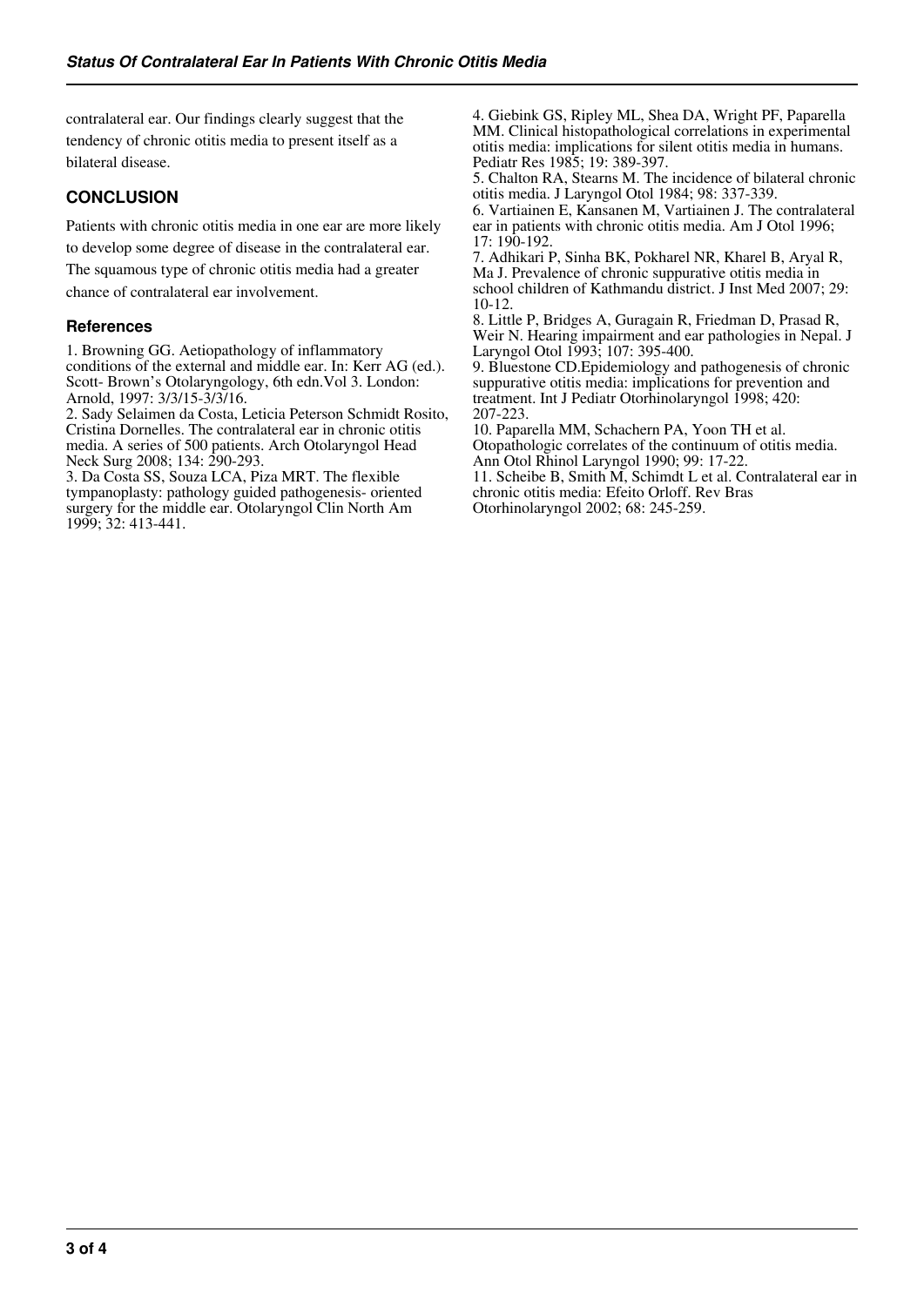contralateral ear. Our findings clearly suggest that the tendency of chronic otitis media to present itself as a bilateral disease.

## CONCLUSION

Patients with chronic otitis media in one ear are more likely to develop some degree of disease in the contralateral ear. The squamous type of chronic otitis media had a greater chance of contralateral ear involvement.

### References

1. Browning GG. Aetiopathology of inflammatory conditions of the external and middle ear. In: Kerr AG (ed.). Scott- Brown's Otolaryngology, 6th edn.Vol 3. London: Arnold, 1997: 3/3/15-3/3/16.
2. Sady Selaimen da Costa, Leticia Peterson Schmidt Rosito, Cristina Dornelles. The contralateral ear in chronic otitis media. A series of 500 patients. Arch Otolaryngol Head Neck Surg 2008; 134: 290-293.
3. Da Costa SS, Souza LCA, Piza MRT. The flexible tympanoplasty: pathology guided pathogenesis- oriented surgery for the middle ear. Otolaryngol Clin North Am 1999; 32: 413-441.
4. Giebink GS, Ripley ML, Shea DA, Wright PF, Paparella MM. Clinical histopathological correlations in experimental otitis media: implications for silent otitis media in humans. Pediatr Res 1985; 19: 389-397.
5. Chalton RA, Stearns M. The incidence of bilateral chronic otitis media. J Laryngol Otol 1984; 98: 337-339.
6. Vartiainen E, Kansanen M, Vartiainen J. The contralateral ear in patients with chronic otitis media. Am J Otol 1996; 17: 190-192.
7. Adhikari P, Sinha BK, Pokharel NR, Kharel B, Aryal R, Ma J. Prevalence of chronic suppurative otitis media in school children of Kathmandu district. J Inst Med 2007; 29: 10-12.
8. Little P, Bridges A, Guragain R, Friedman D, Prasad R, Weir N. Hearing impairment and ear pathologies in Nepal. J Laryngol Otol 1993; 107: 395-400.
9. Bluestone CD.Epidemiology and pathogenesis of chronic suppurative otitis media: implications for prevention and treatment. Int J Pediatr Otorhinolaryngol 1998; 420: 207-223.
10. Paparella MM, Schachern PA, Yoon TH et al. Otopathologic correlates of the continuum of otitis media. Ann Otol Rhinol Laryngol 1990; 99: 17-22.
11. Scheibe B, Smith M, Schimdt L et al. Contralateral ear in chronic otitis media: Efeito Orloff. Rev Bras Otorhinolaryngol 2002; 68: 245-259.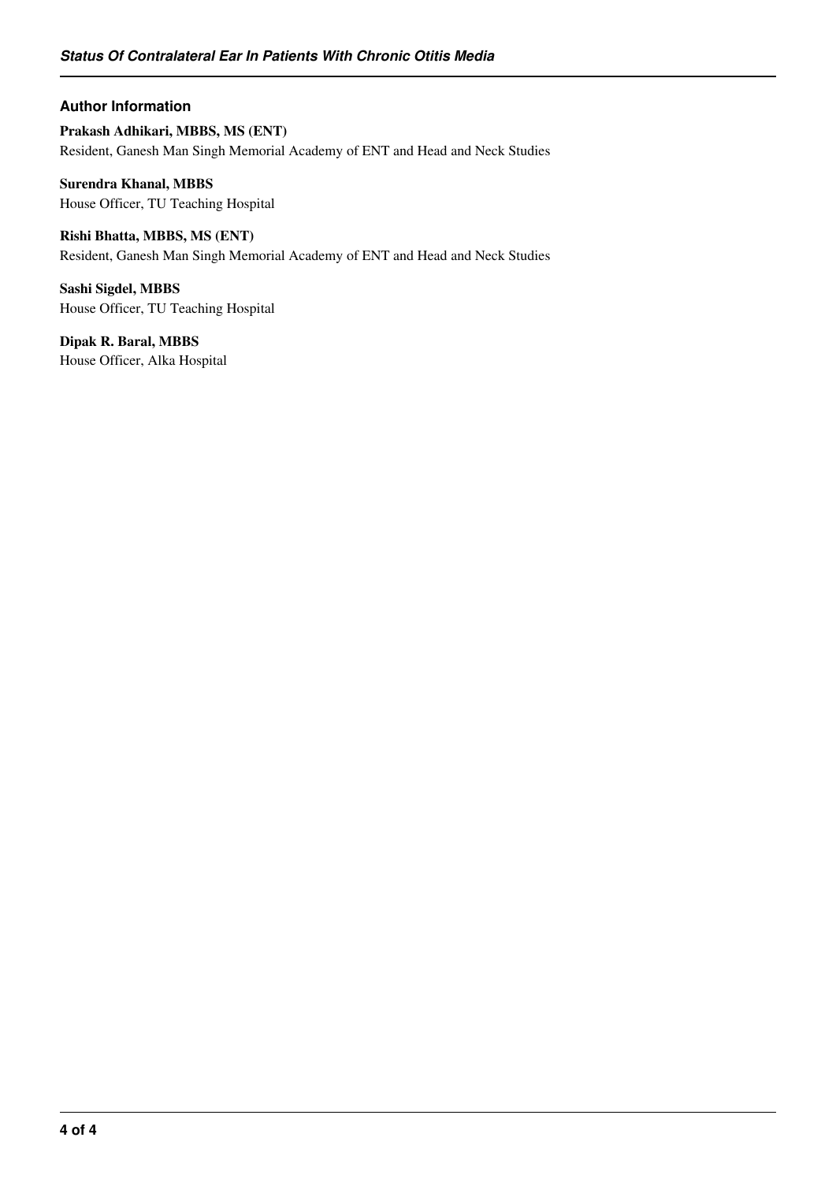### Author Information

**Prakash Adhikari, MBBS, MS (ENT)**
Resident, Ganesh Man Singh Memorial Academy of ENT and Head and Neck Studies

**Surendra Khanal, MBBS**
House Officer, TU Teaching Hospital

**Rishi Bhatta, MBBS, MS (ENT)**
Resident, Ganesh Man Singh Memorial Academy of ENT and Head and Neck Studies

**Sashi Sigdel, MBBS**
House Officer, TU Teaching Hospital

**Dipak R. Baral, MBBS**
House Officer, Alka Hospital